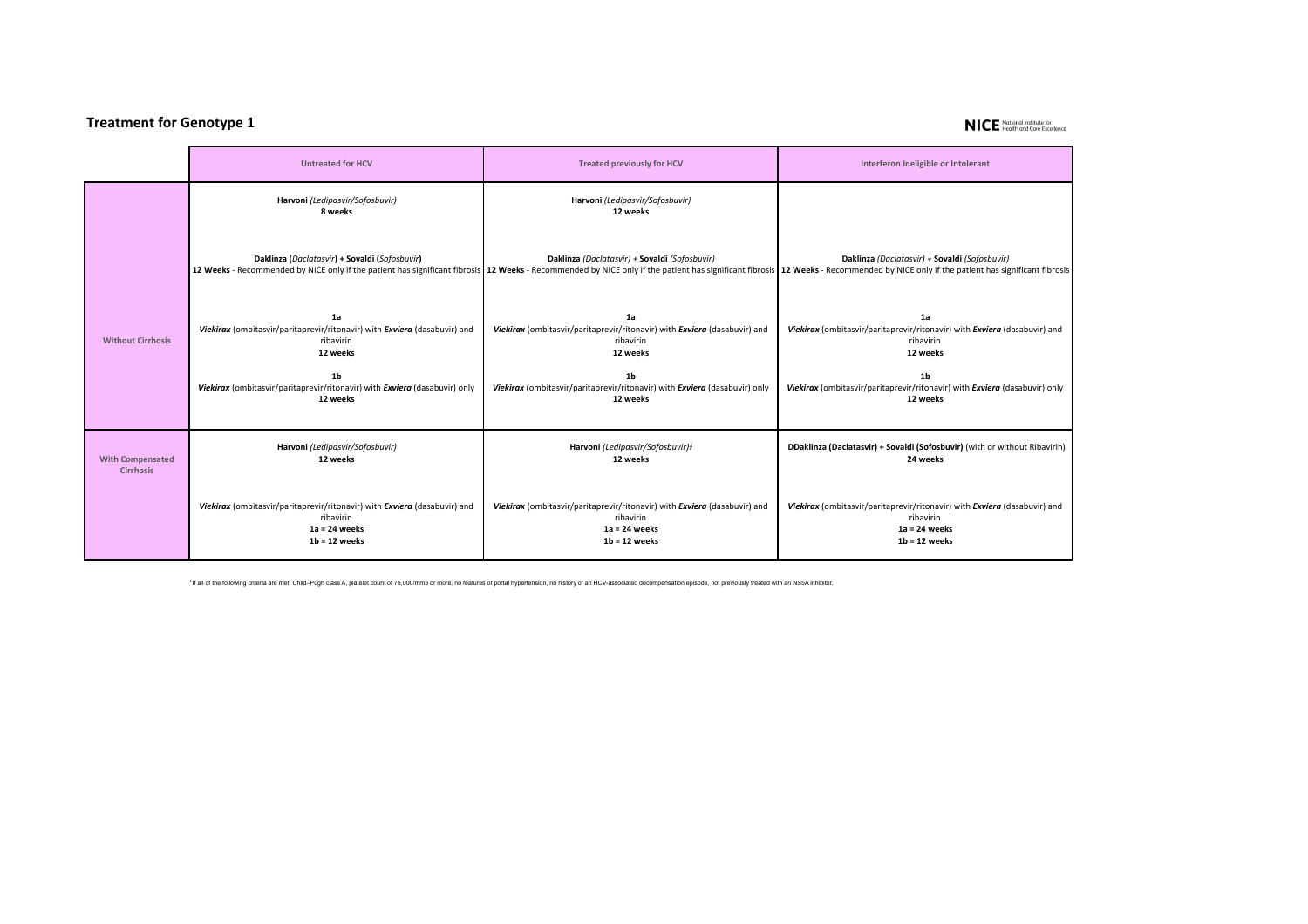## Treatment for Genotype 1

NICE National Institute for Health and Care Excellence

| | Untreated for HCV | Treated previously for HCV | Interferon Ineligible or Intolerant |
|---|---|---|---|
| Without Cirrhosis | **Harvoni** *(Ledipasvir/Sofosbuvir)*<br>**8 weeks**<br><br>**Daklinza (***Daclatasvir***) + Sovaldi (***Sofosbuvir***)**<br>**12 Weeks** - Recommended by NICE only if the patient has significant fibrosis<br><br>**1a**<br>***Viekirax*** (ombitasvir/paritaprevir/ritonavir) with ***Exviera*** (dasabuvir) and ribavirin<br>**12 weeks**<br><br>**1b**<br>***Viekirax*** (ombitasvir/paritaprevir/ritonavir) with ***Exviera*** (dasabuvir) only<br>**12 weeks** | **Harvoni** *(Ledipasvir/Sofosbuvir)*<br>**12 weeks**<br><br>**Daklinza** *(Daclatasvir)* + **Sovaldi** *(Sofosbuvir)*<br>**12 Weeks** - Recommended by NICE only if the patient has significant fibrosis<br><br>**1a**<br>***Viekirax*** (ombitasvir/paritaprevir/ritonavir) with ***Exviera*** (dasabuvir) and ribavirin<br>**12 weeks**<br><br>**1b**<br>***Viekirax*** (ombitasvir/paritaprevir/ritonavir) with ***Exviera*** (dasabuvir) only<br>**12 weeks** | **Daklinza** *(Daclatasvir)* + **Sovaldi** *(Sofosbuvir)*<br>**12 Weeks** - Recommended by NICE only if the patient has significant fibrosis<br><br>**1a**<br>***Viekirax*** (ombitasvir/paritaprevir/ritonavir) with ***Exviera*** (dasabuvir) and ribavirin<br>**12 weeks**<br><br>**1b**<br>***Viekirax*** (ombitasvir/paritaprevir/ritonavir) with ***Exviera*** (dasabuvir) only<br>**12 weeks** |
| With Compensated Cirrhosis | **Harvoni** *(Ledipasvir/Sofosbuvir)*<br>**12 weeks**<br><br>***Viekirax*** (ombitasvir/paritaprevir/ritonavir) with ***Exviera*** (dasabuvir) and ribavirin<br>**1a = 24 weeks**<br>**1b = 12 weeks** | **Harvoni** *(Ledipasvir/Sofosbuvir)ǂ*<br>**12 weeks**<br><br>***Viekirax*** (ombitasvir/paritaprevir/ritonavir) with ***Exviera*** (dasabuvir) and ribavirin<br>**1a = 24 weeks**<br>**1b = 12 weeks** | **DDaklinza (Daclatasvir) + Sovaldi (Sofosbuvir)** (with or without Ribavirin)<br>**24 weeks**<br><br>***Viekirax*** (ombitasvir/paritaprevir/ritonavir) with ***Exviera*** (dasabuvir) and ribavirin<br>**1a = 24 weeks**<br>**1b = 12 weeks** |

ǂ If all of the following criteria are met: Child–Pugh class A, platelet count of 75,000/mm3 or more, no features of portal hypertension, no history of an HCV-associated decompensation episode, not previously treated with an NS5A inhibitor.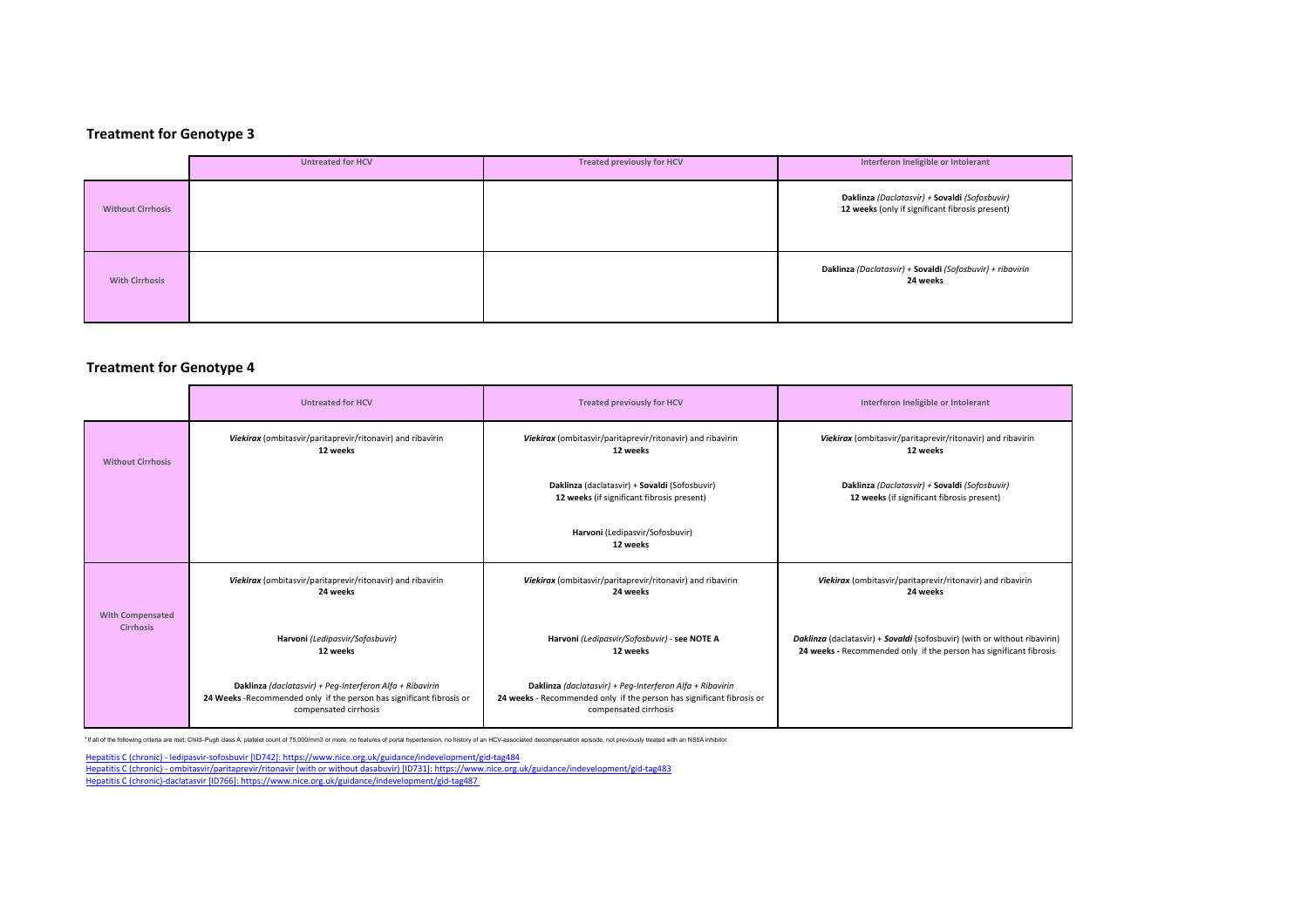## Treatment for Genotype 3

| | Untreated for HCV | Treated previously for HCV | Interferon Ineligible or Intolerant |
|---|---|---|---|
| Without Cirrhosis | | | **Daklinza** *(Daclatasvir)* + **Sovaldi** *(Sofosbuvir)*<br>**12 weeks** (only if significant fibrosis present) |
| With Cirrhosis | | | **Daklinza** *(Daclatasvir)* + **Sovaldi** *(Sofosbuvir) + ribavirin*<br>**24 weeks** |

## Treatment for Genotype 4

| | Untreated for HCV | Treated previously for HCV | Interferon Ineligible or Intolerant |
|---|---|---|---|
| Without Cirrhosis | ***Viekirax*** (ombitasvir/paritaprevir/ritonavir) and ribavirin<br>**12 weeks** | ***Viekirax*** (ombitasvir/paritaprevir/ritonavir) and ribavirin<br>**12 weeks**<br><br>**Daklinza** (daclatasvir) + **Sovaldi** (Sofosbuvir)<br>**12 weeks** (if significant fibrosis present)<br><br>**Harvoni** (Ledipasvir/Sofosbuvir)<br>**12 weeks** | ***Viekirax*** (ombitasvir/paritaprevir/ritonavir) and ribavirin<br>**12 weeks**<br><br>**Daklinza** *(Daclatasvir)* + **Sovaldi** *(Sofosbuvir)*<br>**12 weeks** (if significant fibrosis present) |
| With Compensated Cirrhosis | ***Viekirax*** (ombitasvir/paritaprevir/ritonavir) and ribavirin<br>**24 weeks**<br><br>**Harvoni** *(Ledipasvir/Sofosbuvir)*<br>**12 weeks**<br><br>**Daklinza** *(daclatasvir) + Peg-Interferon Alfa + Ribavirin*<br>**24 Weeks** -Recommended only if the person has significant fibrosis or compensated cirrhosis | ***Viekirax*** (ombitasvir/paritaprevir/ritonavir) and ribavirin<br>**24 weeks**<br><br>**Harvoni** *(Ledipasvir/Sofosbuvir)* **- see NOTE A**<br>**12 weeks**<br><br>**Daklinza** *(daclatasvir) + Peg-Interferon Alfa + Ribavirin*<br>**24 weeks** - Recommended only if the person has significant fibrosis or compensated cirrhosis | ***Viekirax*** (ombitasvir/paritaprevir/ritonavir) and ribavirin<br>**24 weeks**<br><br>***Daklinza*** (daclatasvir) + ***Sovaldi*** (sofosbuvir) (with or without ribavirin)<br>**24 weeks -** Recommended only if the person has significant fibrosis |

[a] If all of the following criteria are met: Child–Pugh class A, platelet count of 75,000/mm3 or more, no features of portal hypertension, no history of an HCV-associated decompensation episode, not previously treated with an NS5A inhibitor.

Hepatitis C (chronic) - ledipasvir-sofosbuvir [ID742]: https://www.nice.org.uk/guidance/indevelopment/gid-tag484
Hepatitis C (chronic) - ombitasvir/paritaprevir/ritonavir (with or without dasabuvir) [ID731]: https://www.nice.org.uk/guidance/indevelopment/gid-tag483
Hepatitis C (chronic)-daclatasvir [ID766]: https://www.nice.org.uk/guidance/indevelopment/gid-tag487